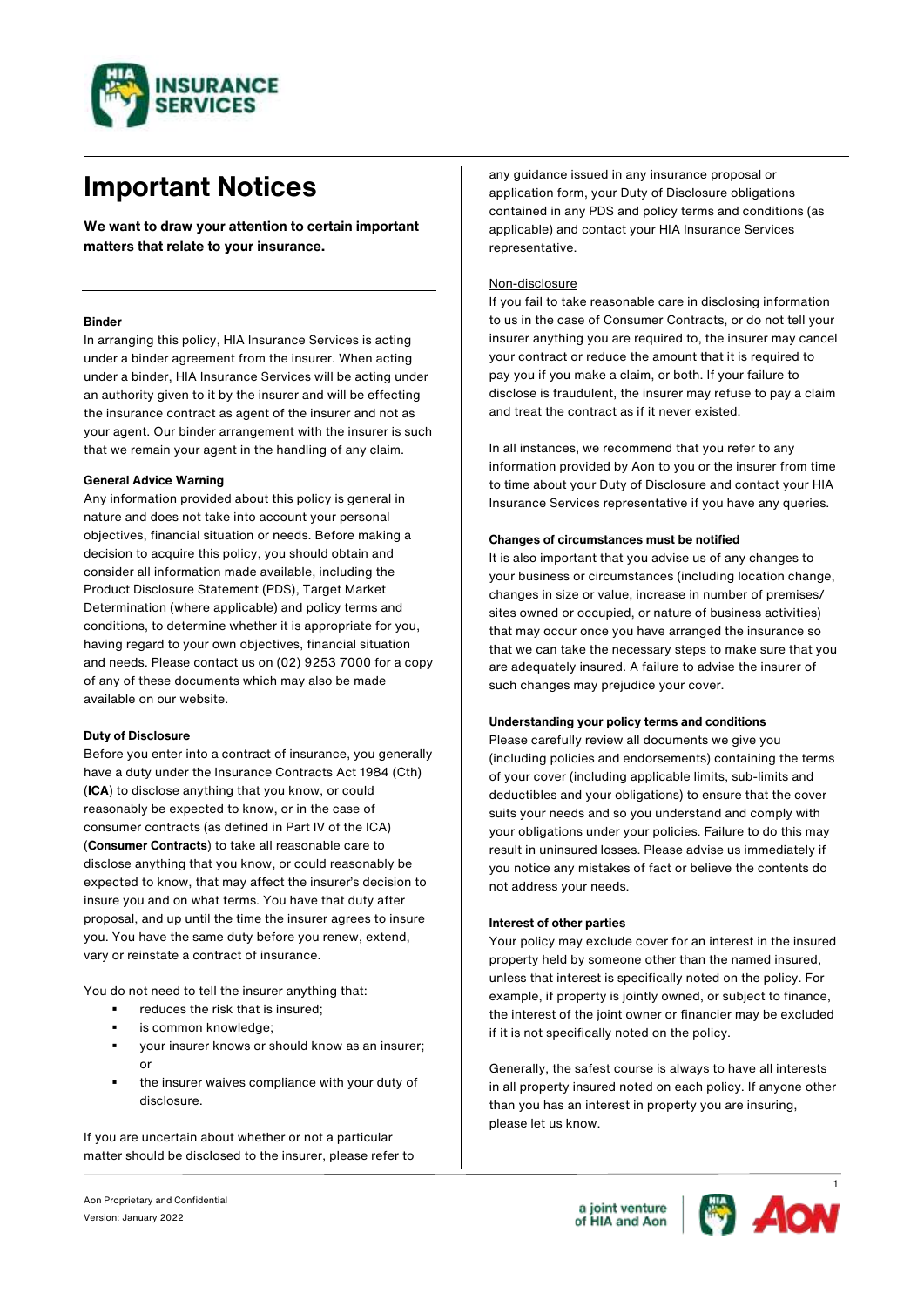# Important Notices

**We want to draw your attention to certain important matters that relate to your insurance.**

**Binder**

In arranging this policy, HIA Insurance Services is acting under a binder agreement from the insurer. When acting under a binder, HIA Insurance Services will be acting under an authority given to it by the insurer and will be effecting the insurance contract as agent of the insurer and not as your agent. Our binder arrangement with the insurer is such that we remain your agent in the handling of any claim.

**General Advice Warning**

Any information provided about this policy is general in nature and does not take into account your personal objectives, financial situation or needs. Before making a decision to acquire this policy, you should obtain and consider all information made available, including the Product Disclosure Statement (PDS), Target Market Determination (where applicable) and policy terms and conditions, to determine whether it is appropriate for you, having regard to your own objectives, financial situation and needs. Please contact us on (02) 9253 7000 for a copy of any of these documents which may also be made available on our website.

**Duty of Disclosure**

Before you enter into a contract of insurance, you generally have a duty under the Insurance Contracts Act 1984 (Cth) (**ICA**) to disclose anything that you know, or could reasonably be expected to know, or in the case of consumer contracts (as defined in Part IV of the ICA) (**Consumer Contracts**) to take all reasonable care to disclose anything that you know, or could reasonably be expected to know, that may affect the insurer's decision to insure you and on what terms. You have that duty after proposal, and up until the time the insurer agrees to insure you. You have the same duty before you renew, extend, vary or reinstate a contract of insurance.

You do not need to tell the insurer anything that:

- reduces the risk that is insured;
- is common knowledge;
- your insurer knows or should know as an insurer; or
- the insurer waives compliance with your duty of disclosure.

If you are uncertain about whether or not a particular matter should be disclosed to the insurer, please refer to any guidance issued in any insurance proposal or application form, your Duty of Disclosure obligations contained in any PDS and policy terms and conditions (as applicable) and contact your HIA Insurance Services representative.

Non-disclosure

If you fail to take reasonable care in disclosing information to us in the case of Consumer Contracts, or do not tell your insurer anything you are required to, the insurer may cancel your contract or reduce the amount that it is required to pay you if you make a claim, or both. If your failure to disclose is fraudulent, the insurer may refuse to pay a claim and treat the contract as if it never existed.

In all instances, we recommend that you refer to any information provided by Aon to you or the insurer from time to time about your Duty of Disclosure and contact your HIA Insurance Services representative if you have any queries.

**Changes of circumstances must be notified**

It is also important that you advise us of any changes to your business or circumstances (including location change, changes in size or value, increase in number of premises/ sites owned or occupied, or nature of business activities) that may occur once you have arranged the insurance so that we can take the necessary steps to make sure that you are adequately insured. A failure to advise the insurer of such changes may prejudice your cover.

**Understanding your policy terms and conditions**

Please carefully review all documents we give you (including policies and endorsements) containing the terms of your cover (including applicable limits, sub-limits and deductibles and your obligations) to ensure that the cover suits your needs and so you understand and comply with your obligations under your policies. Failure to do this may result in uninsured losses. Please advise us immediately if you notice any mistakes of fact or believe the contents do not address your needs.

**Interest of other parties**

Your policy may exclude cover for an interest in the insured property held by someone other than the named insured, unless that interest is specifically noted on the policy. For example, if property is jointly owned, or subject to finance, the interest of the joint owner or financier may be excluded if it is not specifically noted on the policy.

Generally, the safest course is always to have all interests in all property insured noted on each policy. If anyone other than you has an interest in property you are insuring, please let us know.

Aon Proprietary and Confidential
Version: January 2022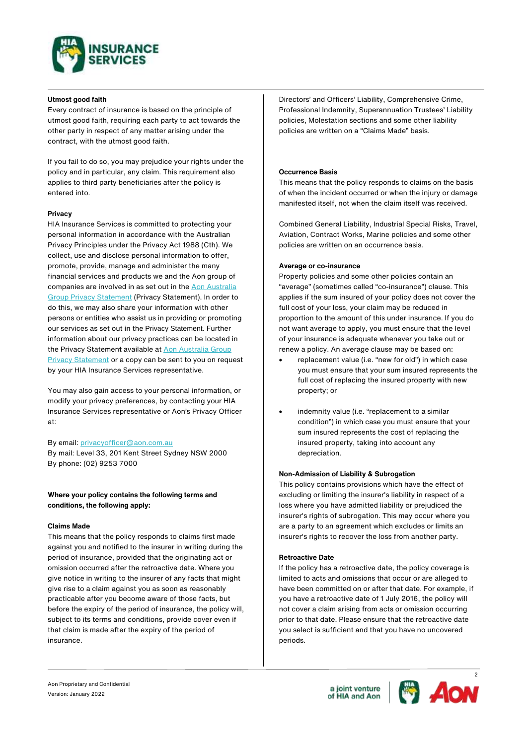**Utmost good faith**

Every contract of insurance is based on the principle of utmost good faith, requiring each party to act towards the other party in respect of any matter arising under the contract, with the utmost good faith.

If you fail to do so, you may prejudice your rights under the policy and in particular, any claim. This requirement also applies to third party beneficiaries after the policy is entered into.

**Privacy**

HIA Insurance Services is committed to protecting your personal information in accordance with the Australian Privacy Principles under the Privacy Act 1988 (Cth). We collect, use and disclose personal information to offer, promote, provide, manage and administer the many financial services and products we and the Aon group of companies are involved in as set out in the Aon Australia Group Privacy Statement (Privacy Statement). In order to do this, we may also share your information with other persons or entities who assist us in providing or promoting our services as set out in the Privacy Statement. Further information about our privacy practices can be located in the Privacy Statement available at Aon Australia Group Privacy Statement or a copy can be sent to you on request by your HIA Insurance Services representative.

You may also gain access to your personal information, or modify your privacy preferences, by contacting your HIA Insurance Services representative or Aon's Privacy Officer at:

By email: privacyofficer@aon.com.au
By mail: Level 33, 201 Kent Street Sydney NSW 2000
By phone: (02) 9253 7000

**Where your policy contains the following terms and conditions, the following apply:**

**Claims Made**

This means that the policy responds to claims first made against you and notified to the insurer in writing during the period of insurance, provided that the originating act or omission occurred after the retroactive date. Where you give notice in writing to the insurer of any facts that might give rise to a claim against you as soon as reasonably practicable after you become aware of those facts, but before the expiry of the period of insurance, the policy will, subject to its terms and conditions, provide cover even if that claim is made after the expiry of the period of insurance.

Directors' and Officers' Liability, Comprehensive Crime, Professional Indemnity, Superannuation Trustees' Liability policies, Molestation sections and some other liability policies are written on a "Claims Made" basis.

**Occurrence Basis**

This means that the policy responds to claims on the basis of when the incident occurred or when the injury or damage manifested itself, not when the claim itself was received.

Combined General Liability, Industrial Special Risks, Travel, Aviation, Contract Works, Marine policies and some other policies are written on an occurrence basis.

**Average or co-insurance**

Property policies and some other policies contain an "average" (sometimes called "co-insurance") clause. This applies if the sum insured of your policy does not cover the full cost of your loss, your claim may be reduced in proportion to the amount of this under insurance. If you do not want average to apply, you must ensure that the level of your insurance is adequate whenever you take out or renew a policy. An average clause may be based on:

- replacement value (i.e. "new for old") in which case you must ensure that your sum insured represents the full cost of replacing the insured property with new property; or
- indemnity value (i.e. "replacement to a similar condition") in which case you must ensure that your sum insured represents the cost of replacing the insured property, taking into account any depreciation.

**Non-Admission of Liability & Subrogation**

This policy contains provisions which have the effect of excluding or limiting the insurer's liability in respect of a loss where you have admitted liability or prejudiced the insurer's rights of subrogation. This may occur where you are a party to an agreement which excludes or limits an insurer's rights to recover the loss from another party.

**Retroactive Date**

If the policy has a retroactive date, the policy coverage is limited to acts and omissions that occur or are alleged to have been committed on or after that date. For example, if you have a retroactive date of 1 July 2016, the policy will not cover a claim arising from acts or omission occurring prior to that date. Please ensure that the retroactive date you select is sufficient and that you have no uncovered periods.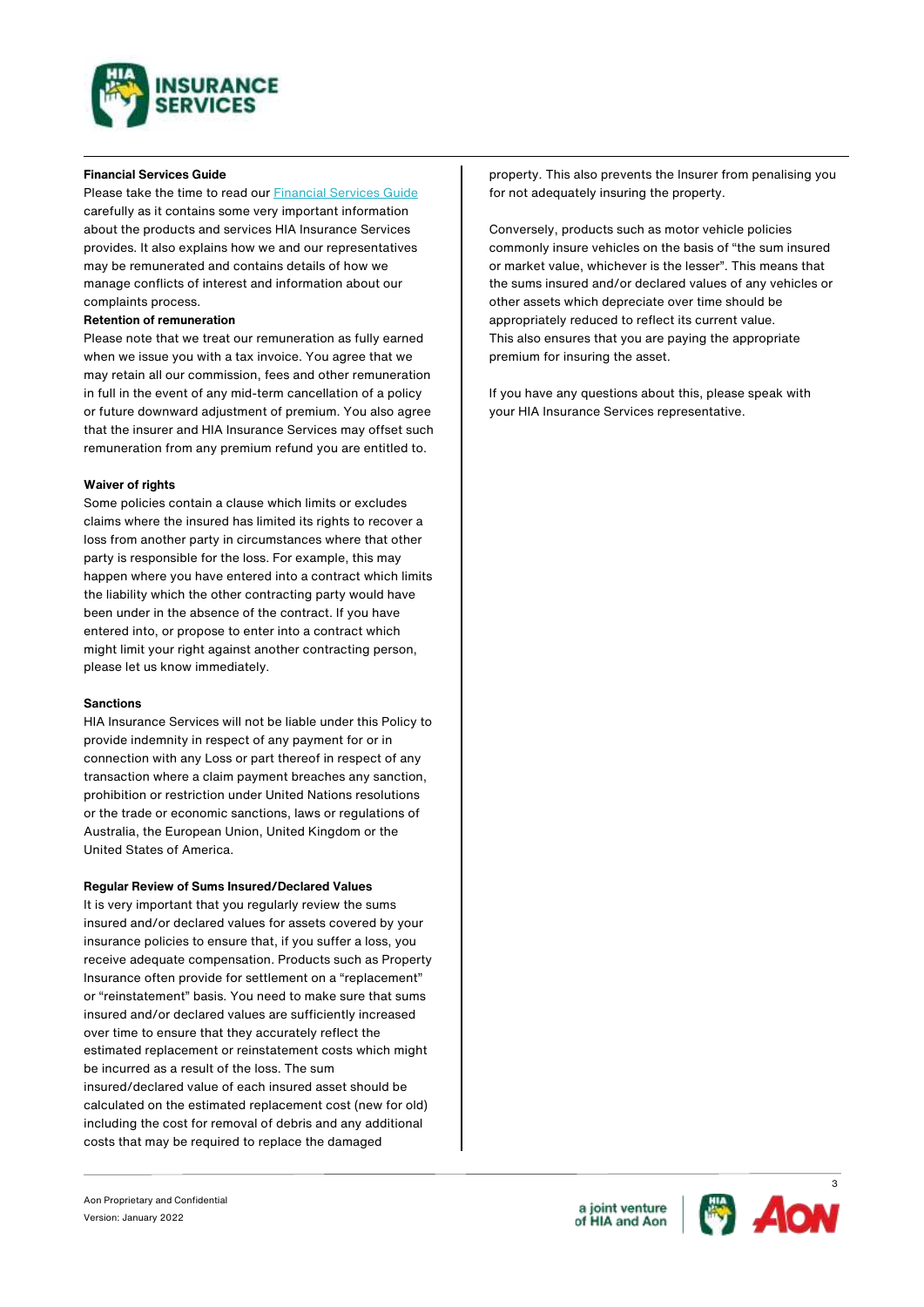**Financial Services Guide**

Please take the time to read our [Financial Services Guide]() carefully as it contains some very important information about the products and services HIA Insurance Services provides. It also explains how we and our representatives may be remunerated and contains details of how we manage conflicts of interest and information about our complaints process.

**Retention of remuneration**

Please note that we treat our remuneration as fully earned when we issue you with a tax invoice. You agree that we may retain all our commission, fees and other remuneration in full in the event of any mid-term cancellation of a policy or future downward adjustment of premium. You also agree that the insurer and HIA Insurance Services may offset such remuneration from any premium refund you are entitled to.

**Waiver of rights**

Some policies contain a clause which limits or excludes claims where the insured has limited its rights to recover a loss from another party in circumstances where that other party is responsible for the loss. For example, this may happen where you have entered into a contract which limits the liability which the other contracting party would have been under in the absence of the contract. If you have entered into, or propose to enter into a contract which might limit your right against another contracting person, please let us know immediately.

**Sanctions**

HIA Insurance Services will not be liable under this Policy to provide indemnity in respect of any payment for or in connection with any Loss or part thereof in respect of any transaction where a claim payment breaches any sanction, prohibition or restriction under United Nations resolutions or the trade or economic sanctions, laws or regulations of Australia, the European Union, United Kingdom or the United States of America.

**Regular Review of Sums Insured/Declared Values**

It is very important that you regularly review the sums insured and/or declared values for assets covered by your insurance policies to ensure that, if you suffer a loss, you receive adequate compensation. Products such as Property Insurance often provide for settlement on a "replacement" or "reinstatement" basis. You need to make sure that sums insured and/or declared values are sufficiently increased over time to ensure that they accurately reflect the estimated replacement or reinstatement costs which might be incurred as a result of the loss. The sum insured/declared value of each insured asset should be calculated on the estimated replacement cost (new for old) including the cost for removal of debris and any additional costs that may be required to replace the damaged property. This also prevents the Insurer from penalising you for not adequately insuring the property.

Conversely, products such as motor vehicle policies commonly insure vehicles on the basis of "the sum insured or market value, whichever is the lesser". This means that the sums insured and/or declared values of any vehicles or other assets which depreciate over time should be appropriately reduced to reflect its current value. This also ensures that you are paying the appropriate premium for insuring the asset.

If you have any questions about this, please speak with your HIA Insurance Services representative.

Aon Proprietary and Confidential
Version: January 2022